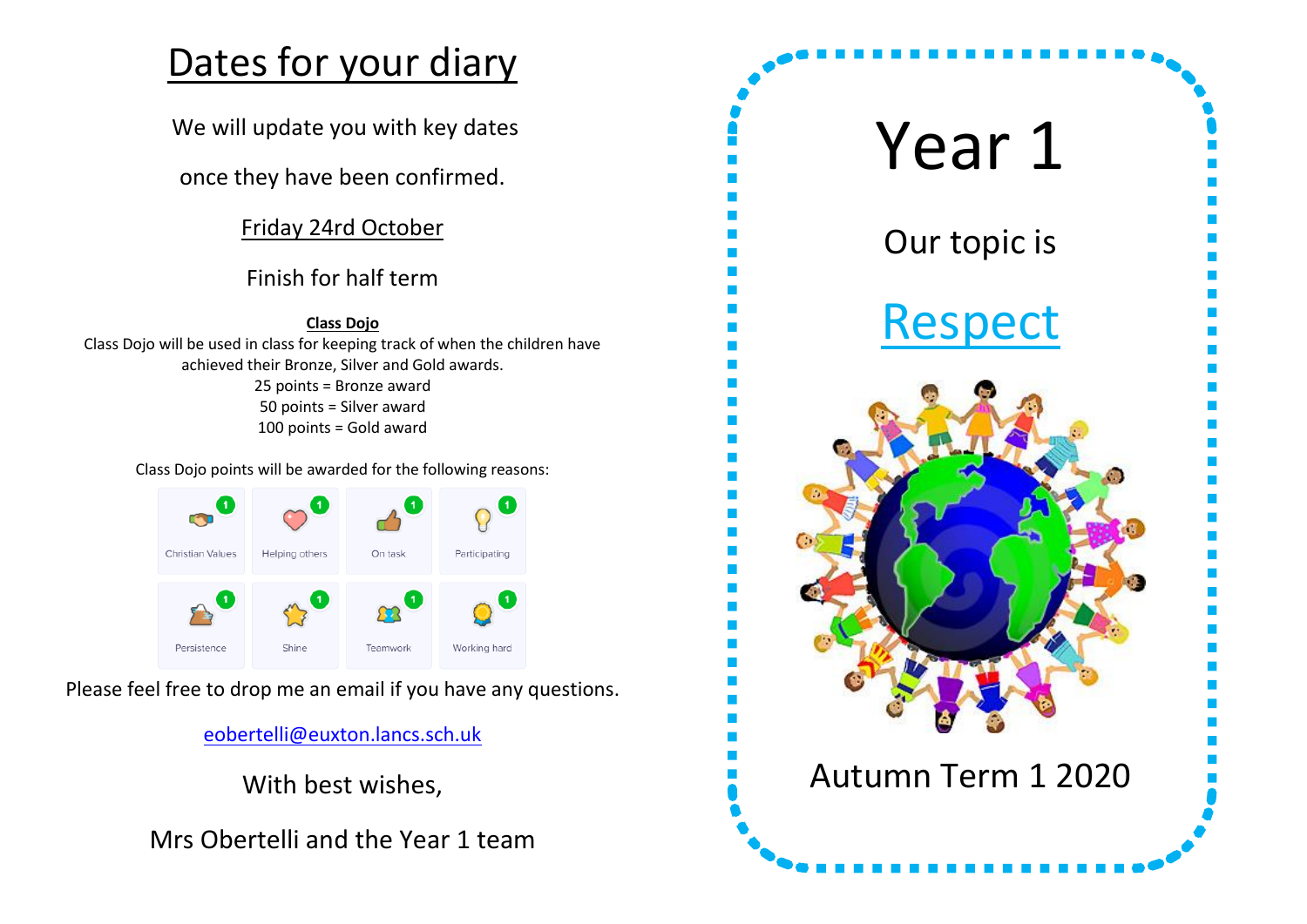# Dates for your diary

We will update you with key dates

once they have been confirmed.

Friday 24rd October

Finish for half term

**Class Dojo**

Class Dojo will be used in class for keeping track of when the children have achieved their Bronze, Silver and Gold awards.

25 points = Bronze award

50 points = Silver award

100 points = Gold award

Class Dojo points will be awarded for the following reasons:

| | | | |
|---|---|---|---|
| Christian Values | Helping others | On task | Participating |
| Persistence | Shine | Teamwork | Working hard |

Please feel free to drop me an email if you have any questions.

eobertelli@euxton.lancs.sch.uk

With best wishes,

Mrs Obertelli and the Year 1 team

# Year 1

Our topic is

## Respect

Autumn Term 1 2020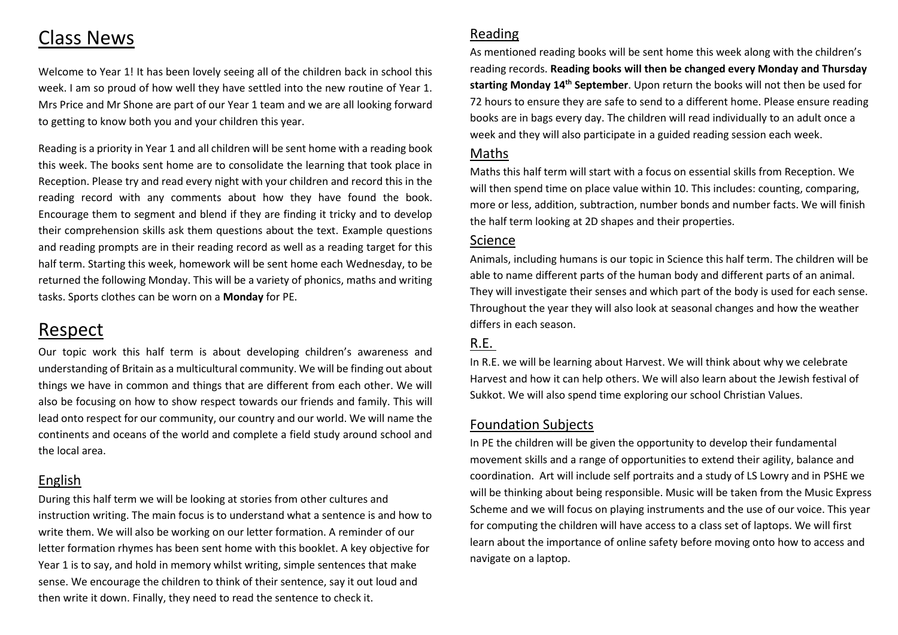# Class News

Welcome to Year 1! It has been lovely seeing all of the children back in school this week. I am so proud of how well they have settled into the new routine of Year 1. Mrs Price and Mr Shone are part of our Year 1 team and we are all looking forward to getting to know both you and your children this year.

Reading is a priority in Year 1 and all children will be sent home with a reading book this week. The books sent home are to consolidate the learning that took place in Reception. Please try and read every night with your children and record this in the reading record with any comments about how they have found the book. Encourage them to segment and blend if they are finding it tricky and to develop their comprehension skills ask them questions about the text. Example questions and reading prompts are in their reading record as well as a reading target for this half term. Starting this week, homework will be sent home each Wednesday, to be returned the following Monday. This will be a variety of phonics, maths and writing tasks. Sports clothes can be worn on a **Monday** for PE.

# Respect

Our topic work this half term is about developing children's awareness and understanding of Britain as a multicultural community. We will be finding out about things we have in common and things that are different from each other. We will also be focusing on how to show respect towards our friends and family. This will lead onto respect for our community, our country and our world. We will name the continents and oceans of the world and complete a field study around school and the local area.

## English

During this half term we will be looking at stories from other cultures and instruction writing. The main focus is to understand what a sentence is and how to write them. We will also be working on our letter formation. A reminder of our letter formation rhymes has been sent home with this booklet. A key objective for Year 1 is to say, and hold in memory whilst writing, simple sentences that make sense. We encourage the children to think of their sentence, say it out loud and then write it down. Finally, they need to read the sentence to check it.

## Reading

As mentioned reading books will be sent home this week along with the children's reading records. **Reading books will then be changed every Monday and Thursday starting Monday 14th September**. Upon return the books will not then be used for 72 hours to ensure they are safe to send to a different home. Please ensure reading books are in bags every day. The children will read individually to an adult once a week and they will also participate in a guided reading session each week.

## Maths

Maths this half term will start with a focus on essential skills from Reception. We will then spend time on place value within 10. This includes: counting, comparing, more or less, addition, subtraction, number bonds and number facts. We will finish the half term looking at 2D shapes and their properties.

## Science

Animals, including humans is our topic in Science this half term. The children will be able to name different parts of the human body and different parts of an animal. They will investigate their senses and which part of the body is used for each sense. Throughout the year they will also look at seasonal changes and how the weather differs in each season.

## R.E.

In R.E. we will be learning about Harvest. We will think about why we celebrate Harvest and how it can help others. We will also learn about the Jewish festival of Sukkot. We will also spend time exploring our school Christian Values.

## Foundation Subjects

In PE the children will be given the opportunity to develop their fundamental movement skills and a range of opportunities to extend their agility, balance and coordination. Art will include self portraits and a study of LS Lowry and in PSHE we will be thinking about being responsible. Music will be taken from the Music Express Scheme and we will focus on playing instruments and the use of our voice. This year for computing the children will have access to a class set of laptops. We will first learn about the importance of online safety before moving onto how to access and navigate on a laptop.